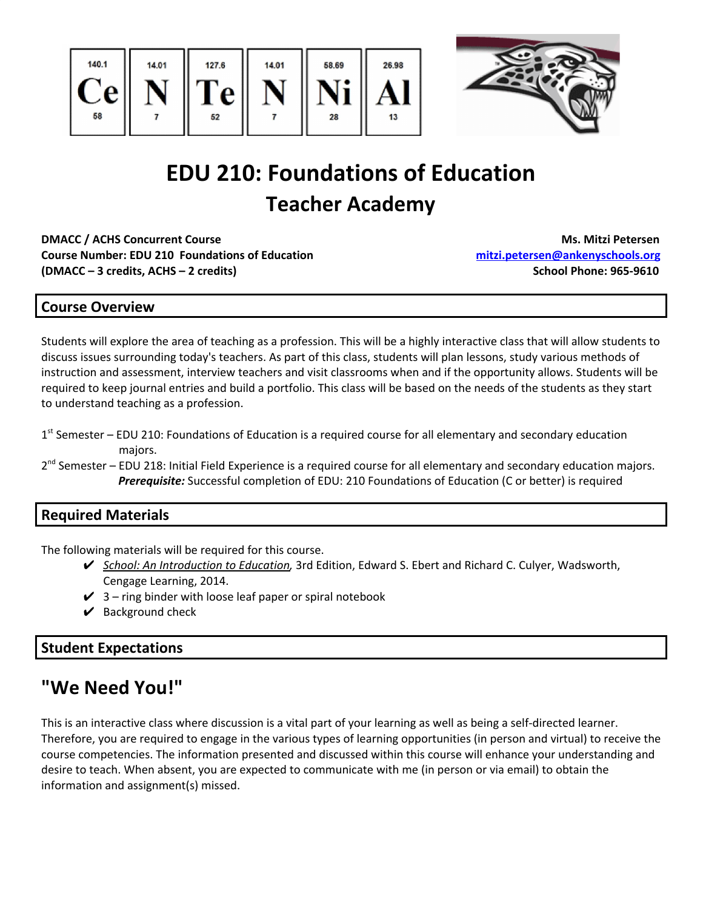| 140.1 | 14.01 | 127.6 | 14.01 | 58.69 | 26.98 |
|---|---|---|---|---|---|
| **Ce** | **N** | **Te** | **N** | **Ni** | **Al** |
| 58 | 7 | 52 | 7 | 28 | 13 |

# EDU 210: Foundations of Education

## Teacher Academy

**DMACC / ACHS Concurrent Course**
**Course Number: EDU 210 Foundations of Education**
**(DMACC – 3 credits, ACHS – 2 credits)**

**Ms. Mitzi Petersen**
**mitzi.petersen@ankenyschools.org**
**School Phone: 965-9610**

## Course Overview

Students will explore the area of teaching as a profession. This will be a highly interactive class that will allow students to discuss issues surrounding today's teachers. As part of this class, students will plan lessons, study various methods of instruction and assessment, interview teachers and visit classrooms when and if the opportunity allows. Students will be required to keep journal entries and build a portfolio. This class will be based on the needs of the students as they start to understand teaching as a profession.

1st Semester – EDU 210: Foundations of Education is a required course for all elementary and secondary education majors.

2nd Semester – EDU 218: Initial Field Experience is a required course for all elementary and secondary education majors. ***Prerequisite:*** Successful completion of EDU: 210 Foundations of Education (C or better) is required

## Required Materials

The following materials will be required for this course.

- ✔ *School: An Introduction to Education,* 3rd Edition, Edward S. Ebert and Richard C. Culyer, Wadsworth, Cengage Learning, 2014.
- ✔ 3 – ring binder with loose leaf paper or spiral notebook
- ✔ Background check

## Student Expectations

## "We Need You!"

This is an interactive class where discussion is a vital part of your learning as well as being a self-directed learner. Therefore, you are required to engage in the various types of learning opportunities (in person and virtual) to receive the course competencies. The information presented and discussed within this course will enhance your understanding and desire to teach. When absent, you are expected to communicate with me (in person or via email) to obtain the information and assignment(s) missed.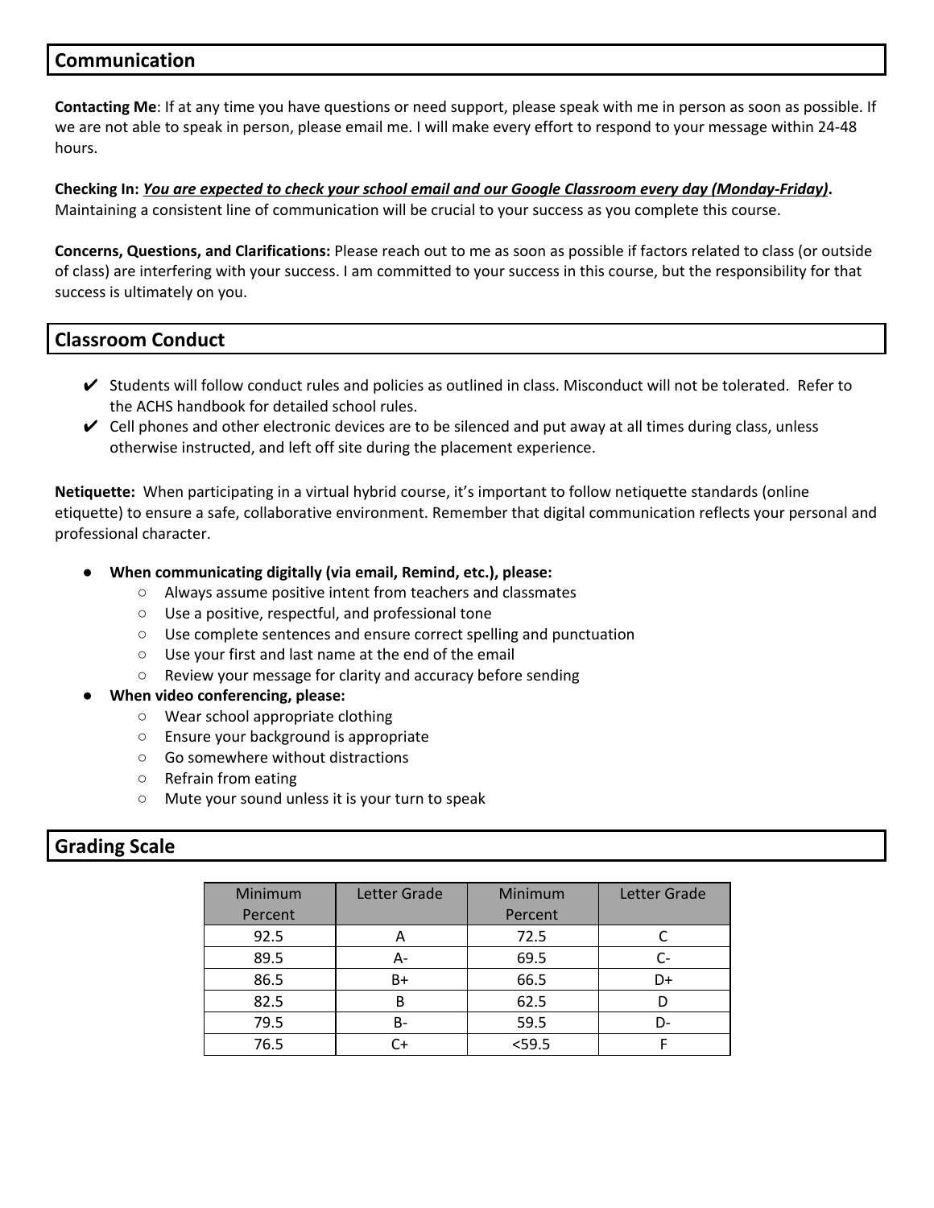## Communication

**Contacting Me**: If at any time you have questions or need support, please speak with me in person as soon as possible. If we are not able to speak in person, please email me. I will make every effort to respond to your message within 24-48 hours.

**Checking In:** ***You are expected to check your school email and our Google Classroom every day (Monday-Friday)*****.** Maintaining a consistent line of communication will be crucial to your success as you complete this course.

**Concerns, Questions, and Clarifications:** Please reach out to me as soon as possible if factors related to class (or outside of class) are interfering with your success. I am committed to your success in this course, but the responsibility for that success is ultimately on you.

## Classroom Conduct

- ✔ Students will follow conduct rules and policies as outlined in class. Misconduct will not be tolerated. Refer to the ACHS handbook for detailed school rules.
- ✔ Cell phones and other electronic devices are to be silenced and put away at all times during class, unless otherwise instructed, and left off site during the placement experience.

**Netiquette:** When participating in a virtual hybrid course, it's important to follow netiquette standards (online etiquette) to ensure a safe, collaborative environment. Remember that digital communication reflects your personal and professional character.

- **When communicating digitally (via email, Remind, etc.), please:**
  - Always assume positive intent from teachers and classmates
  - Use a positive, respectful, and professional tone
  - Use complete sentences and ensure correct spelling and punctuation
  - Use your first and last name at the end of the email
  - Review your message for clarity and accuracy before sending
- **When video conferencing, please:**
  - Wear school appropriate clothing
  - Ensure your background is appropriate
  - Go somewhere without distractions
  - Refrain from eating
  - Mute your sound unless it is your turn to speak

## Grading Scale

| Minimum Percent | Letter Grade | Minimum Percent | Letter Grade |
|---|---|---|---|
| 92.5 | A | 72.5 | C |
| 89.5 | A- | 69.5 | C- |
| 86.5 | B+ | 66.5 | D+ |
| 82.5 | B | 62.5 | D |
| 79.5 | B- | 59.5 | D- |
| 76.5 | C+ | <59.5 | F |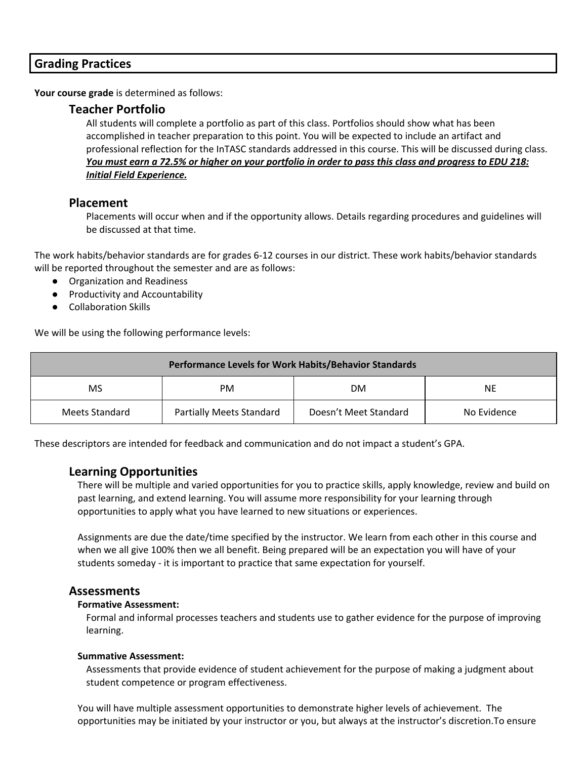## Grading Practices

**Your course grade** is determined as follows:

### Teacher Portfolio

All students will complete a portfolio as part of this class. Portfolios should show what has been accomplished in teacher preparation to this point. You will be expected to include an artifact and professional reflection for the InTASC standards addressed in this course. This will be discussed during class. ***You must earn a 72.5% or higher on your portfolio in order to pass this class and progress to EDU 218: Initial Field Experience.***

### Placement

Placements will occur when and if the opportunity allows. Details regarding procedures and guidelines will be discussed at that time.

The work habits/behavior standards are for grades 6-12 courses in our district. These work habits/behavior standards will be reported throughout the semester and are as follows:

- Organization and Readiness
- Productivity and Accountability
- Collaboration Skills

We will be using the following performance levels:

| Performance Levels for Work Habits/Behavior Standards | | | |
|---|---|---|---|
| MS | PM | DM | NE |
| Meets Standard | Partially Meets Standard | Doesn't Meet Standard | No Evidence |

These descriptors are intended for feedback and communication and do not impact a student's GPA.

### Learning Opportunities

There will be multiple and varied opportunities for you to practice skills, apply knowledge, review and build on past learning, and extend learning. You will assume more responsibility for your learning through opportunities to apply what you have learned to new situations or experiences.

Assignments are due the date/time specified by the instructor. We learn from each other in this course and when we all give 100% then we all benefit. Being prepared will be an expectation you will have of your students someday - it is important to practice that same expectation for yourself.

### Assessments

**Formative Assessment:**

Formal and informal processes teachers and students use to gather evidence for the purpose of improving learning.

**Summative Assessment:**

Assessments that provide evidence of student achievement for the purpose of making a judgment about student competence or program effectiveness.

You will have multiple assessment opportunities to demonstrate higher levels of achievement. The opportunities may be initiated by your instructor or you, but always at the instructor's discretion.To ensure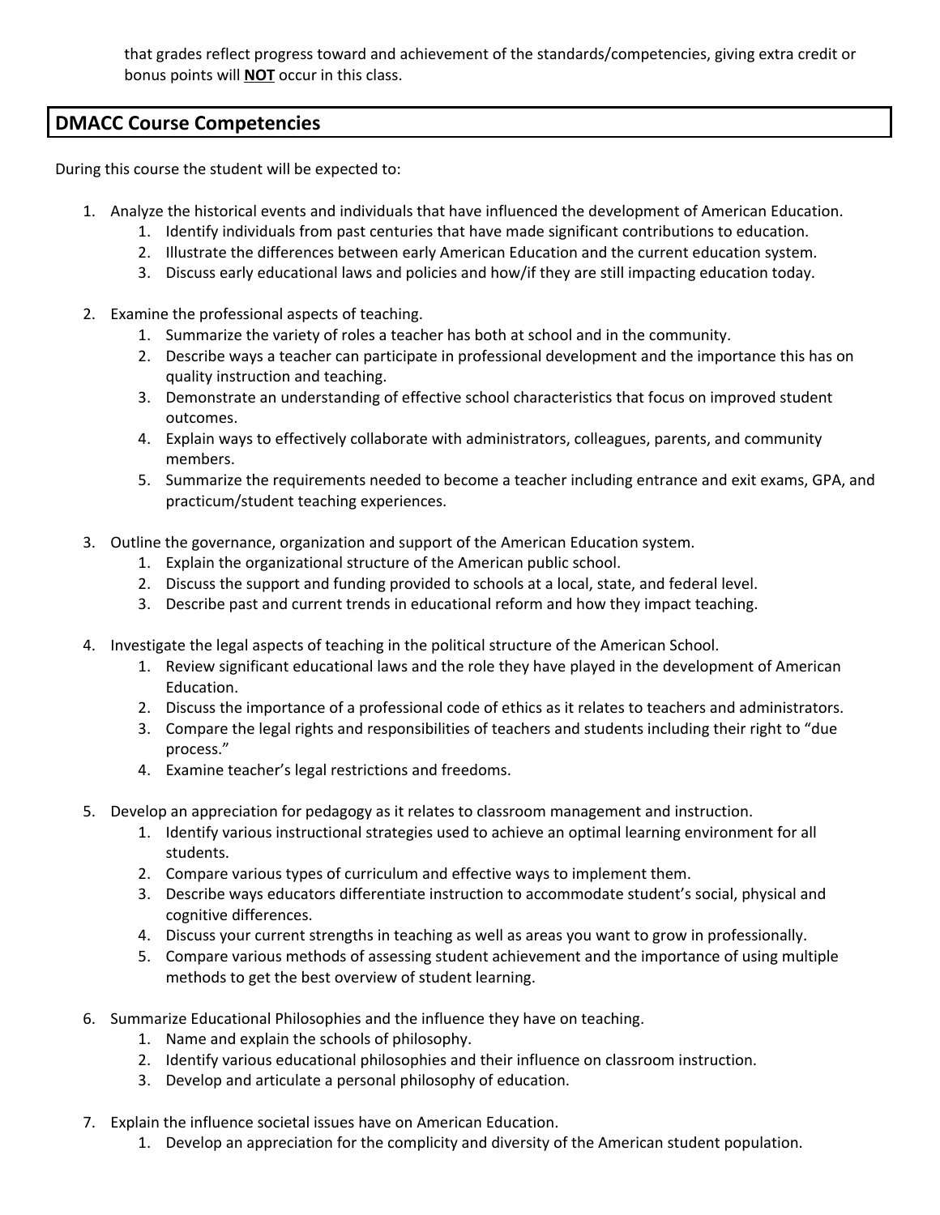that grades reflect progress toward and achievement of the standards/competencies, giving extra credit or bonus points will **NOT** occur in this class.

## DMACC Course Competencies

During this course the student will be expected to:

1. Analyze the historical events and individuals that have influenced the development of American Education.
    1. Identify individuals from past centuries that have made significant contributions to education.
    2. Illustrate the differences between early American Education and the current education system.
    3. Discuss early educational laws and policies and how/if they are still impacting education today.

2. Examine the professional aspects of teaching.
    1. Summarize the variety of roles a teacher has both at school and in the community.
    2. Describe ways a teacher can participate in professional development and the importance this has on quality instruction and teaching.
    3. Demonstrate an understanding of effective school characteristics that focus on improved student outcomes.
    4. Explain ways to effectively collaborate with administrators, colleagues, parents, and community members.
    5. Summarize the requirements needed to become a teacher including entrance and exit exams, GPA, and practicum/student teaching experiences.

3. Outline the governance, organization and support of the American Education system.
    1. Explain the organizational structure of the American public school.
    2. Discuss the support and funding provided to schools at a local, state, and federal level.
    3. Describe past and current trends in educational reform and how they impact teaching.

4. Investigate the legal aspects of teaching in the political structure of the American School.
    1. Review significant educational laws and the role they have played in the development of American Education.
    2. Discuss the importance of a professional code of ethics as it relates to teachers and administrators.
    3. Compare the legal rights and responsibilities of teachers and students including their right to "due process."
    4. Examine teacher's legal restrictions and freedoms.

5. Develop an appreciation for pedagogy as it relates to classroom management and instruction.
    1. Identify various instructional strategies used to achieve an optimal learning environment for all students.
    2. Compare various types of curriculum and effective ways to implement them.
    3. Describe ways educators differentiate instruction to accommodate student's social, physical and cognitive differences.
    4. Discuss your current strengths in teaching as well as areas you want to grow in professionally.
    5. Compare various methods of assessing student achievement and the importance of using multiple methods to get the best overview of student learning.

6. Summarize Educational Philosophies and the influence they have on teaching.
    1. Name and explain the schools of philosophy.
    2. Identify various educational philosophies and their influence on classroom instruction.
    3. Develop and articulate a personal philosophy of education.

7. Explain the influence societal issues have on American Education.
    1. Develop an appreciation for the complicity and diversity of the American student population.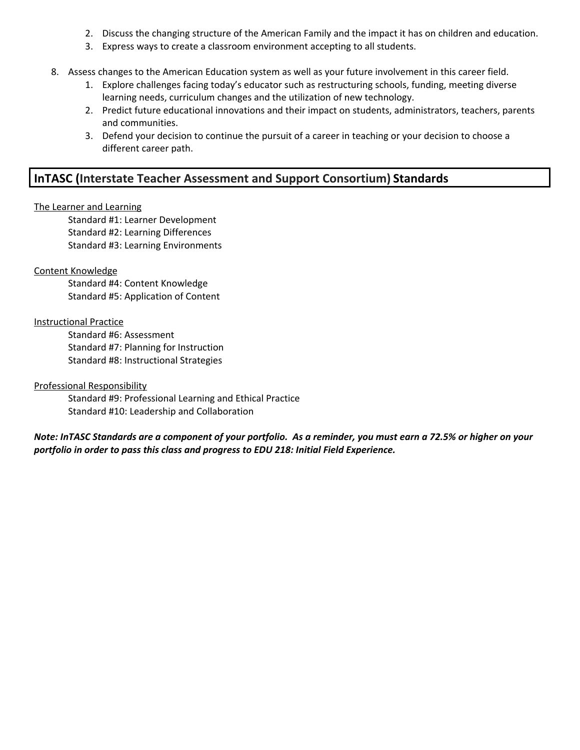2. Discuss the changing structure of the American Family and the impact it has on children and education.
   3. Express ways to create a classroom environment accepting to all students.

8. Assess changes to the American Education system as well as your future involvement in this career field.
   1. Explore challenges facing today's educator such as restructuring schools, funding, meeting diverse learning needs, curriculum changes and the utilization of new technology.
   2. Predict future educational innovations and their impact on students, administrators, teachers, parents and communities.
   3. Defend your decision to continue the pursuit of a career in teaching or your decision to choose a different career path.

## InTASC (Interstate Teacher Assessment and Support Consortium) Standards

<u>The Learner and Learning</u>

Standard #1: Learner Development
Standard #2: Learning Differences
Standard #3: Learning Environments

<u>Content Knowledge</u>

Standard #4: Content Knowledge
Standard #5: Application of Content

<u>Instructional Practice</u>

Standard #6: Assessment
Standard #7: Planning for Instruction
Standard #8: Instructional Strategies

<u>Professional Responsibility</u>

Standard #9: Professional Learning and Ethical Practice
Standard #10: Leadership and Collaboration

***Note: InTASC Standards are a component of your portfolio. As a reminder, you must earn a 72.5% or higher on your portfolio in order to pass this class and progress to EDU 218: Initial Field Experience.***